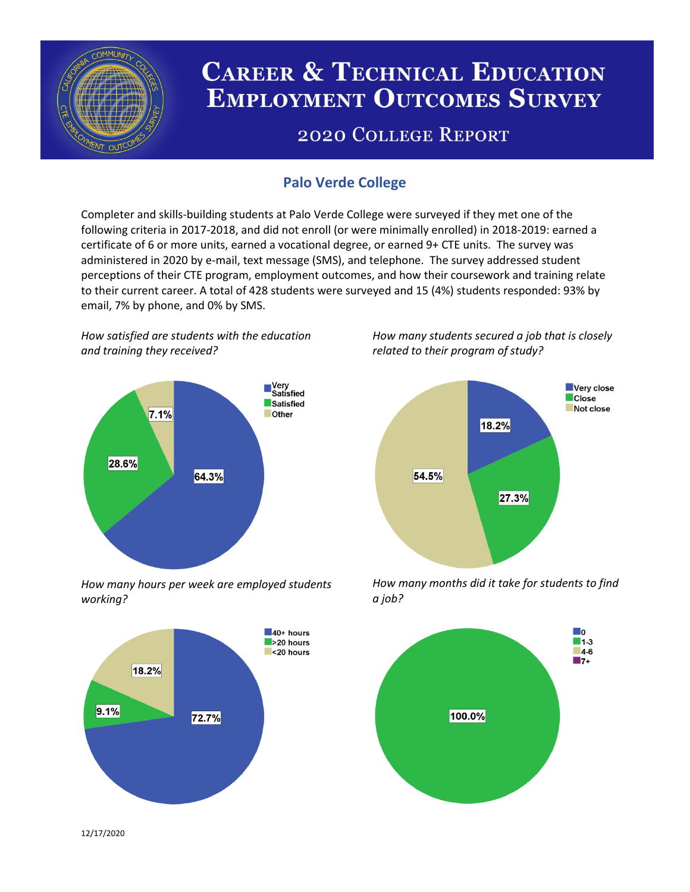# Career & Technical Education Employment Outcomes Survey

## 2020 College Report

### Palo Verde College

Completer and skills-building students at Palo Verde College were surveyed if they met one of the following criteria in 2017-2018, and did not enroll (or were minimally enrolled) in 2018-2019: earned a certificate of 6 or more units, earned a vocational degree, or earned 9+ CTE units. The survey was administered in 2020 by e-mail, text message (SMS), and telephone. The survey addressed student perceptions of their CTE program, employment outcomes, and how their coursework and training relate to their current career. A total of 428 students were surveyed and 15 (4%) students responded: 93% by email, 7% by phone, and 0% by SMS.

*How satisfied are students with the education and training they received?*

| Response | Percent |
|---|---|
| Very Satisfied | 64.3% |
| Satisfied | 28.6% |
| Other | 7.1% |

*How many students secured a job that is closely related to their program of study?*

| Response | Percent |
|---|---|
| Very close | 18.2% |
| Close | 27.3% |
| Not close | 54.5% |

*How many hours per week are employed students working?*

| Response | Percent |
|---|---|
| 40+ hours | 72.7% |
| >20 hours | 9.1% |
| <20 hours | 18.2% |

*How many months did it take for students to find a job?*

| Response | Percent |
|---|---|
| 0 | |
| 1-3 | 100.0% |
| 4-6 | |
| 7+ | |

12/17/2020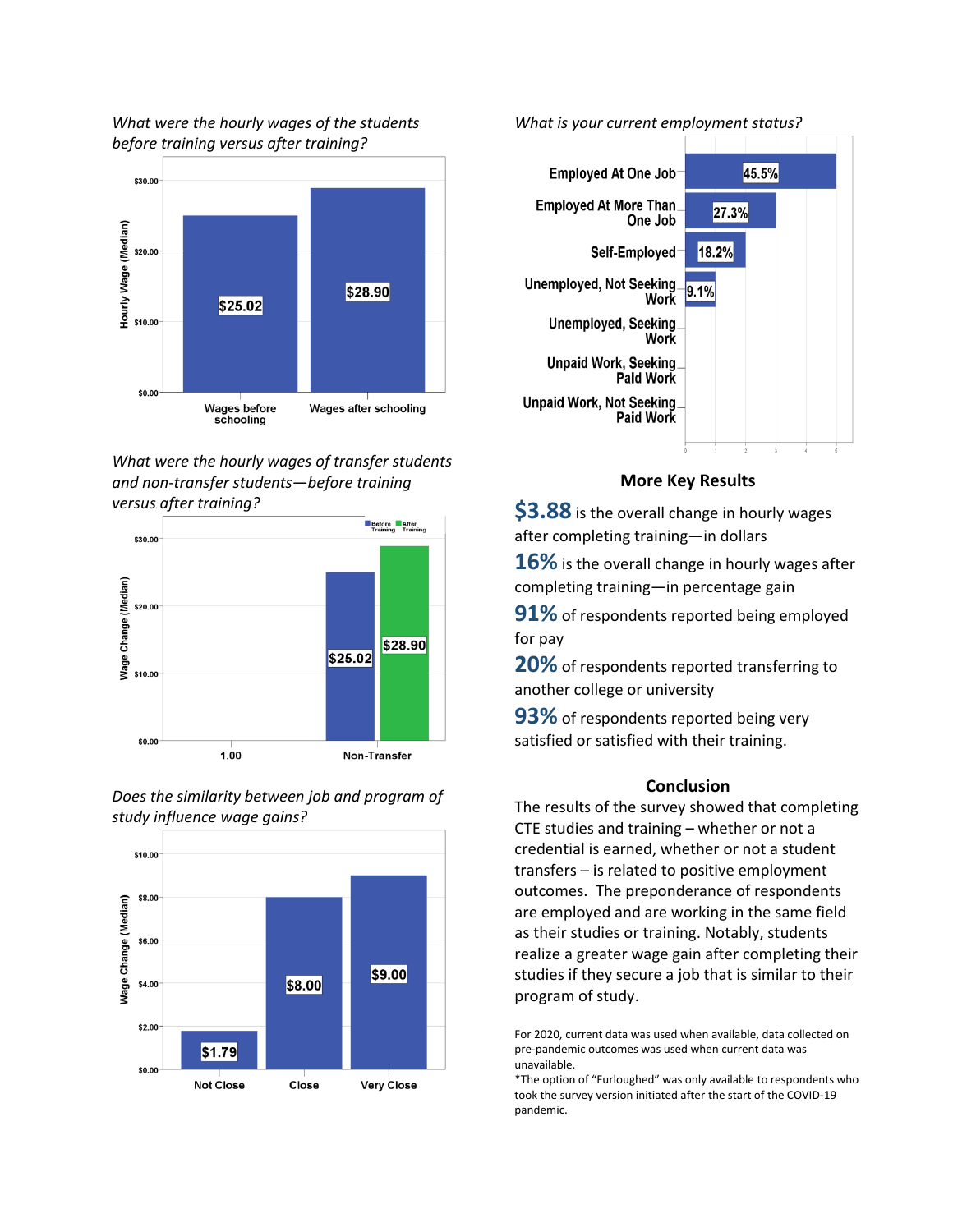*What were the hourly wages of the students before training versus after training?*

$30.00
$20.00
$10.00
$0.00
Hourly Wage (Median)
$25.02
$28.90
Wages before schooling
Wages after schooling

*What were the hourly wages of transfer students and non-transfer students—before training versus after training?*

Before Training
After Training
$30.00
$20.00
$10.00
$0.00
Wage Change (Median)
$25.02
$28.90
1.00
Non-Transfer

*Does the similarity between job and program of study influence wage gains?*

$10.00
$8.00
$6.00
$4.00
$2.00
$0.00
Wage Change (Median)
$1.79
$8.00
$9.00
Not Close
Close
Very Close

*What is your current employment status?*

Employed At One Job
45.5%
Employed At More Than One Job
27.3%
Self-Employed
18.2%
Unemployed, Not Seeking Work
9.1%
Unemployed, Seeking Work
Unpaid Work, Seeking Paid Work
Unpaid Work, Not Seeking Paid Work
0
1
2
3
4
5

## More Key Results

**$3.88** is the overall change in hourly wages after completing training—in dollars

**16%** is the overall change in hourly wages after completing training—in percentage gain

**91%** of respondents reported being employed for pay

**20%** of respondents reported transferring to another college or university

**93%** of respondents reported being very satisfied or satisfied with their training.

## Conclusion

The results of the survey showed that completing CTE studies and training – whether or not a credential is earned, whether or not a student transfers – is related to positive employment outcomes. The preponderance of respondents are employed and are working in the same field as their studies or training. Notably, students realize a greater wage gain after completing their studies if they secure a job that is similar to their program of study.

For 2020, current data was used when available, data collected on pre-pandemic outcomes was used when current data was unavailable.
*The option of "Furloughed" was only available to respondents who took the survey version initiated after the start of the COVID-19 pandemic.